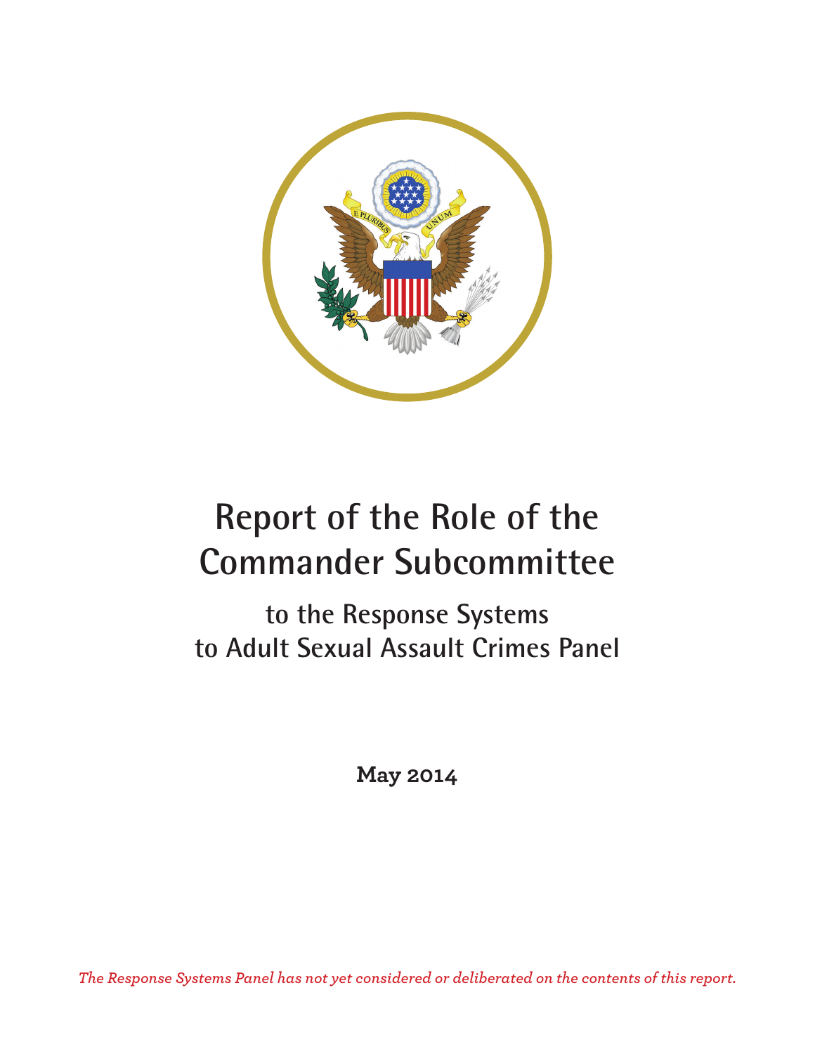# Report of the Role of the Commander Subcommittee

## to the Response Systems to Adult Sexual Assault Crimes Panel

**May 2014**

*The Response Systems Panel has not yet considered or deliberated on the contents of this report.*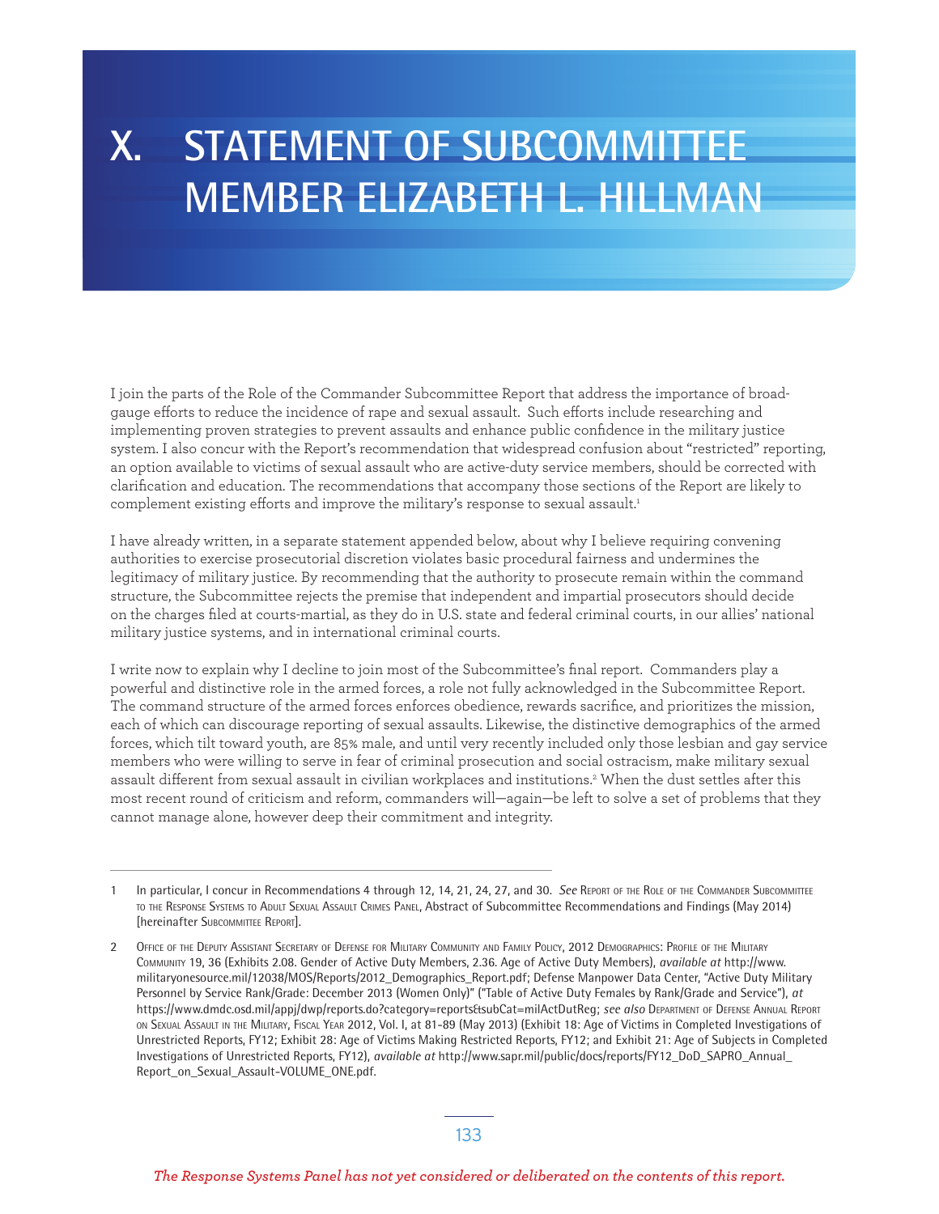# X. STATEMENT OF SUBCOMMITTEE MEMBER ELIZABETH L. HILLMAN

I join the parts of the Role of the Commander Subcommittee Report that address the importance of broad-gauge efforts to reduce the incidence of rape and sexual assault. Such efforts include researching and implementing proven strategies to prevent assaults and enhance public confidence in the military justice system. I also concur with the Report's recommendation that widespread confusion about "restricted" reporting, an option available to victims of sexual assault who are active-duty service members, should be corrected with clarification and education. The recommendations that accompany those sections of the Report are likely to complement existing efforts and improve the military's response to sexual assault.[1]

I have already written, in a separate statement appended below, about why I believe requiring convening authorities to exercise prosecutorial discretion violates basic procedural fairness and undermines the legitimacy of military justice. By recommending that the authority to prosecute remain within the command structure, the Subcommittee rejects the premise that independent and impartial prosecutors should decide on the charges filed at courts-martial, as they do in U.S. state and federal criminal courts, in our allies' national military justice systems, and in international criminal courts.

I write now to explain why I decline to join most of the Subcommittee's final report. Commanders play a powerful and distinctive role in the armed forces, a role not fully acknowledged in the Subcommittee Report. The command structure of the armed forces enforces obedience, rewards sacrifice, and prioritizes the mission, each of which can discourage reporting of sexual assaults. Likewise, the distinctive demographics of the armed forces, which tilt toward youth, are 85% male, and until very recently included only those lesbian and gay service members who were willing to serve in fear of criminal prosecution and social ostracism, make military sexual assault different from sexual assault in civilian workplaces and institutions.[2] When the dust settles after this most recent round of criticism and reform, commanders will—again—be left to solve a set of problems that they cannot manage alone, however deep their commitment and integrity.

---

1 In particular, I concur in Recommendations 4 through 12, 14, 21, 24, 27, and 30. *See* Report of the Role of the Commander Subcommittee to the Response Systems to Adult Sexual Assault Crimes Panel, Abstract of Subcommittee Recommendations and Findings (May 2014) [hereinafter Subcommittee Report].

2 Office of the Deputy Assistant Secretary of Defense for Military Community and Family Policy, 2012 Demographics: Profile of the Military Community 19, 36 (Exhibits 2.08. Gender of Active Duty Members, 2.36. Age of Active Duty Members), *available at* http://www.militaryonesource.mil/12038/MOS/Reports/2012_Demographics_Report.pdf; Defense Manpower Data Center, "Active Duty Military Personnel by Service Rank/Grade: December 2013 (Women Only)" ("Table of Active Duty Females by Rank/Grade and Service"), *at* https://www.dmdc.osd.mil/appj/dwp/reports.do?category=reports&subCat=milActDutReg; *see also* Department of Defense Annual Report on Sexual Assault in the Military, Fiscal Year 2012, Vol. I, at 81-89 (May 2013) (Exhibit 18: Age of Victims in Completed Investigations of Unrestricted Reports, FY12; Exhibit 28: Age of Victims Making Restricted Reports, FY12; and Exhibit 21: Age of Subjects in Completed Investigations of Unrestricted Reports, FY12), *available at* http://www.sapr.mil/public/docs/reports/FY12_DoD_SAPRO_Annual_Report_on_Sexual_Assault-VOLUME_ONE.pdf.

*The Response Systems Panel has not yet considered or deliberated on the contents of this report.*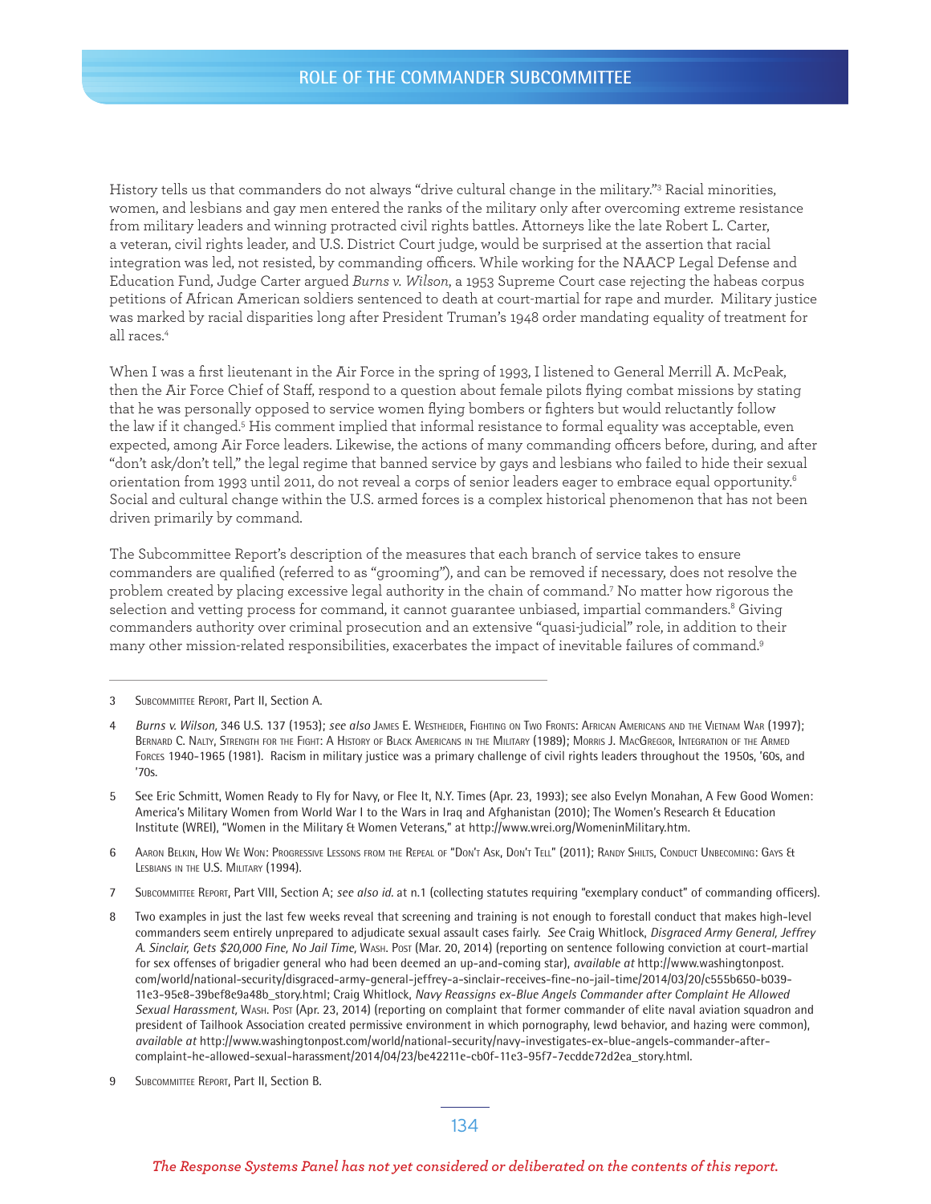History tells us that commanders do not always "drive cultural change in the military."[3] Racial minorities, women, and lesbians and gay men entered the ranks of the military only after overcoming extreme resistance from military leaders and winning protracted civil rights battles. Attorneys like the late Robert L. Carter, a veteran, civil rights leader, and U.S. District Court judge, would be surprised at the assertion that racial integration was led, not resisted, by commanding officers. While working for the NAACP Legal Defense and Education Fund, Judge Carter argued *Burns v. Wilson*, a 1953 Supreme Court case rejecting the habeas corpus petitions of African American soldiers sentenced to death at court-martial for rape and murder. Military justice was marked by racial disparities long after President Truman's 1948 order mandating equality of treatment for all races.[4]

When I was a first lieutenant in the Air Force in the spring of 1993, I listened to General Merrill A. McPeak, then the Air Force Chief of Staff, respond to a question about female pilots flying combat missions by stating that he was personally opposed to service women flying bombers or fighters but would reluctantly follow the law if it changed.[5] His comment implied that informal resistance to formal equality was acceptable, even expected, among Air Force leaders. Likewise, the actions of many commanding officers before, during, and after "don't ask/don't tell," the legal regime that banned service by gays and lesbians who failed to hide their sexual orientation from 1993 until 2011, do not reveal a corps of senior leaders eager to embrace equal opportunity.[6] Social and cultural change within the U.S. armed forces is a complex historical phenomenon that has not been driven primarily by command.

The Subcommittee Report's description of the measures that each branch of service takes to ensure commanders are qualified (referred to as "grooming"), and can be removed if necessary, does not resolve the problem created by placing excessive legal authority in the chain of command.[7] No matter how rigorous the selection and vetting process for command, it cannot guarantee unbiased, impartial commanders.[8] Giving commanders authority over criminal prosecution and an extensive "quasi-judicial" role, in addition to their many other mission-related responsibilities, exacerbates the impact of inevitable failures of command.[9]

---

3 Subcommittee Report, Part II, Section A.

4 *Burns v. Wilson*, 346 U.S. 137 (1953); *see also* James E. Westheider, Fighting on Two Fronts: African Americans and the Vietnam War (1997); Bernard C. Nalty, Strength for the Fight: A History of Black Americans in the Military (1989); Morris J. MacGregor, Integration of the Armed Forces 1940-1965 (1981). Racism in military justice was a primary challenge of civil rights leaders throughout the 1950s, '60s, and '70s.

5 See Eric Schmitt, Women Ready to Fly for Navy, or Flee It, N.Y. Times (Apr. 23, 1993); see also Evelyn Monahan, A Few Good Women: America's Military Women from World War I to the Wars in Iraq and Afghanistan (2010); The Women's Research & Education Institute (WREI), "Women in the Military & Women Veterans," at http://www.wrei.org/WomeninMilitary.htm.

6 Aaron Belkin, How We Won: Progressive Lessons from the Repeal of "Don't Ask, Don't Tell" (2011); Randy Shilts, Conduct Unbecoming: Gays & Lesbians in the U.S. Military (1994).

7 Subcommittee Report, Part VIII, Section A; *see also id.* at n.1 (collecting statutes requiring "exemplary conduct" of commanding officers).

8 Two examples in just the last few weeks reveal that screening and training is not enough to forestall conduct that makes high-level commanders seem entirely unprepared to adjudicate sexual assault cases fairly. *See* Craig Whitlock, *Disgraced Army General, Jeffrey A. Sinclair, Gets $20,000 Fine, No Jail Time*, Wash. Post (Mar. 20, 2014) (reporting on sentence following conviction at court-martial for sex offenses of brigadier general who had been deemed an up-and-coming star), *available at* http://www.washingtonpost.com/world/national-security/disgraced-army-general-jeffrey-a-sinclair-receives-fine-no-jail-time/2014/03/20/c555b650-b039-11e3-95e8-39bef8e9a48b_story.html; Craig Whitlock, *Navy Reassigns ex-Blue Angels Commander after Complaint He Allowed Sexual Harassment*, Wash. Post (Apr. 23, 2014) (reporting on complaint that former commander of elite naval aviation squadron and president of Tailhook Association created permissive environment in which pornography, lewd behavior, and hazing were common), *available at* http://www.washingtonpost.com/world/national-security/navy-investigates-ex-blue-angels-commander-after-complaint-he-allowed-sexual-harassment/2014/04/23/be42211e-cb0f-11e3-95f7-7ecdde72d2ea_story.html.

9 Subcommittee Report, Part II, Section B.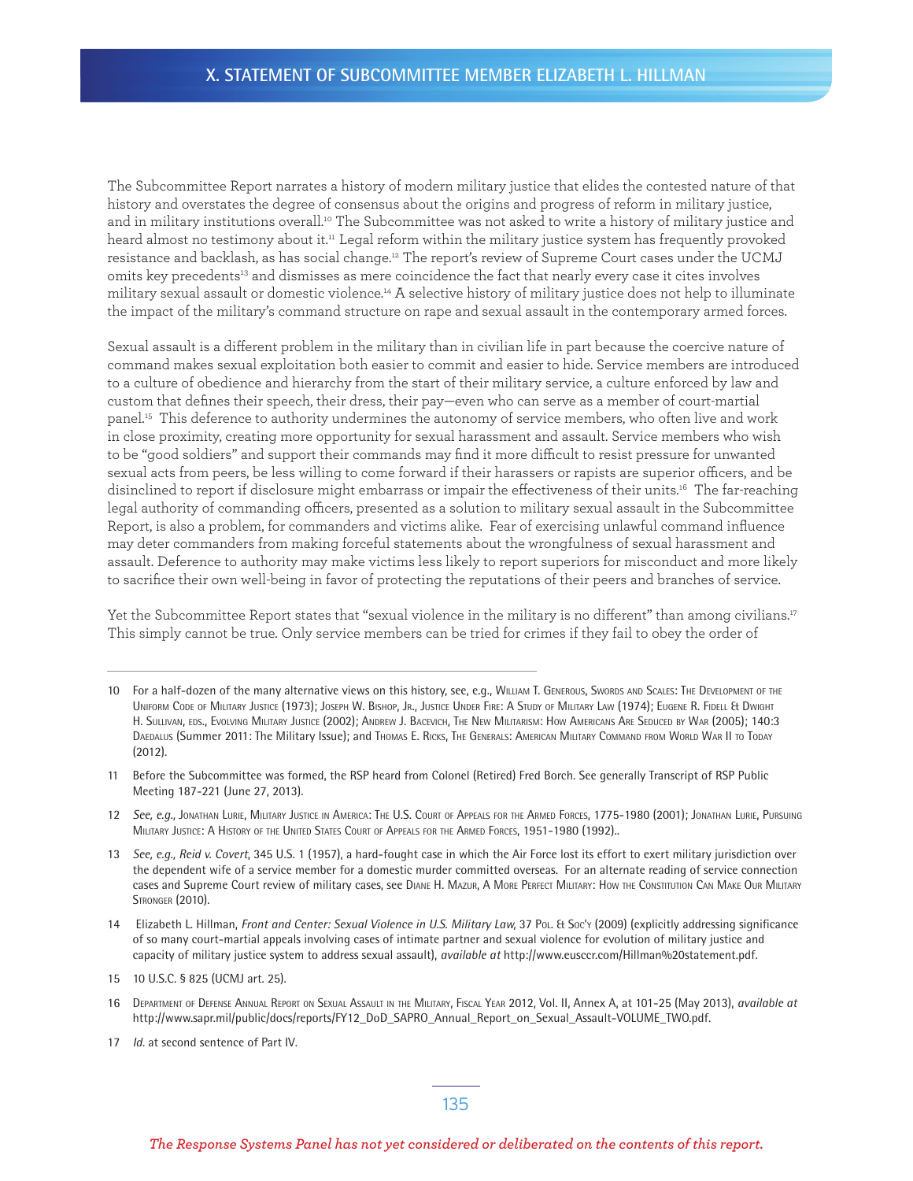## X. STATEMENT OF SUBCOMMITTEE MEMBER ELIZABETH L. HILLMAN

The Subcommittee Report narrates a history of modern military justice that elides the contested nature of that history and overstates the degree of consensus about the origins and progress of reform in military justice, and in military institutions overall.[10] The Subcommittee was not asked to write a history of military justice and heard almost no testimony about it.[11] Legal reform within the military justice system has frequently provoked resistance and backlash, as has social change.[12] The report's review of Supreme Court cases under the UCMJ omits key precedents[13] and dismisses as mere coincidence the fact that nearly every case it cites involves military sexual assault or domestic violence.[14] A selective history of military justice does not help to illuminate the impact of the military's command structure on rape and sexual assault in the contemporary armed forces.

Sexual assault is a different problem in the military than in civilian life in part because the coercive nature of command makes sexual exploitation both easier to commit and easier to hide. Service members are introduced to a culture of obedience and hierarchy from the start of their military service, a culture enforced by law and custom that defines their speech, their dress, their pay—even who can serve as a member of court-martial panel.[15] This deference to authority undermines the autonomy of service members, who often live and work in close proximity, creating more opportunity for sexual harassment and assault. Service members who wish to be "good soldiers" and support their commands may find it more difficult to resist pressure for unwanted sexual acts from peers, be less willing to come forward if their harassers or rapists are superior officers, and be disinclined to report if disclosure might embarrass or impair the effectiveness of their units.[16] The far-reaching legal authority of commanding officers, presented as a solution to military sexual assault in the Subcommittee Report, is also a problem, for commanders and victims alike. Fear of exercising unlawful command influence may deter commanders from making forceful statements about the wrongfulness of sexual harassment and assault. Deference to authority may make victims less likely to report superiors for misconduct and more likely to sacrifice their own well-being in favor of protecting the reputations of their peers and branches of service.

Yet the Subcommittee Report states that "sexual violence in the military is no different" than among civilians.[17] This simply cannot be true. Only service members can be tried for crimes if they fail to obey the order of

---

10 For a half-dozen of the many alternative views on this history, see, e.g., William T. Generous, Swords and Scales: The Development of the Uniform Code of Military Justice (1973); Joseph W. Bishop, Jr., Justice Under Fire: A Study of Military Law (1974); Eugene R. Fidell & Dwight H. Sullivan, eds., Evolving Military Justice (2002); Andrew J. Bacevich, The New Militarism: How Americans Are Seduced by War (2005); 140:3 Daedalus (Summer 2011: The Military Issue); and Thomas E. Ricks, The Generals: American Military Command from World War II to Today (2012).

11 Before the Subcommittee was formed, the RSP heard from Colonel (Retired) Fred Borch. See generally Transcript of RSP Public Meeting 187-221 (June 27, 2013).

12 *See, e.g.,* Jonathan Lurie, Military Justice in America: The U.S. Court of Appeals for the Armed Forces, 1775-1980 (2001); Jonathan Lurie, Pursuing Military Justice: A History of the United States Court of Appeals for the Armed Forces, 1951-1980 (1992)..

13 *See, e.g., Reid v. Covert*, 345 U.S. 1 (1957), a hard-fought case in which the Air Force lost its effort to exert military jurisdiction over the dependent wife of a service member for a domestic murder committed overseas. For an alternate reading of service connection cases and Supreme Court review of military cases, see Diane H. Mazur, A More Perfect Military: How the Constitution Can Make Our Military Stronger (2010).

14 Elizabeth L. Hillman, *Front and Center: Sexual Violence in U.S. Military Law,* 37 Pol. & Soc'y (2009) (explicitly addressing significance of so many court-martial appeals involving cases of intimate partner and sexual violence for evolution of military justice and capacity of military justice system to address sexual assault), *available at* http://www.eusccr.com/Hillman%20statement.pdf.

15 10 U.S.C. § 825 (UCMJ art. 25).

16 Department of Defense Annual Report on Sexual Assault in the Military, Fiscal Year 2012, Vol. II, Annex A, at 101-25 (May 2013), *available at* http://www.sapr.mil/public/docs/reports/FY12_DoD_SAPRO_Annual_Report_on_Sexual_Assault-VOLUME_TWO.pdf.

17 *Id.* at second sentence of Part IV.

*The Response Systems Panel has not yet considered or deliberated on the contents of this report.*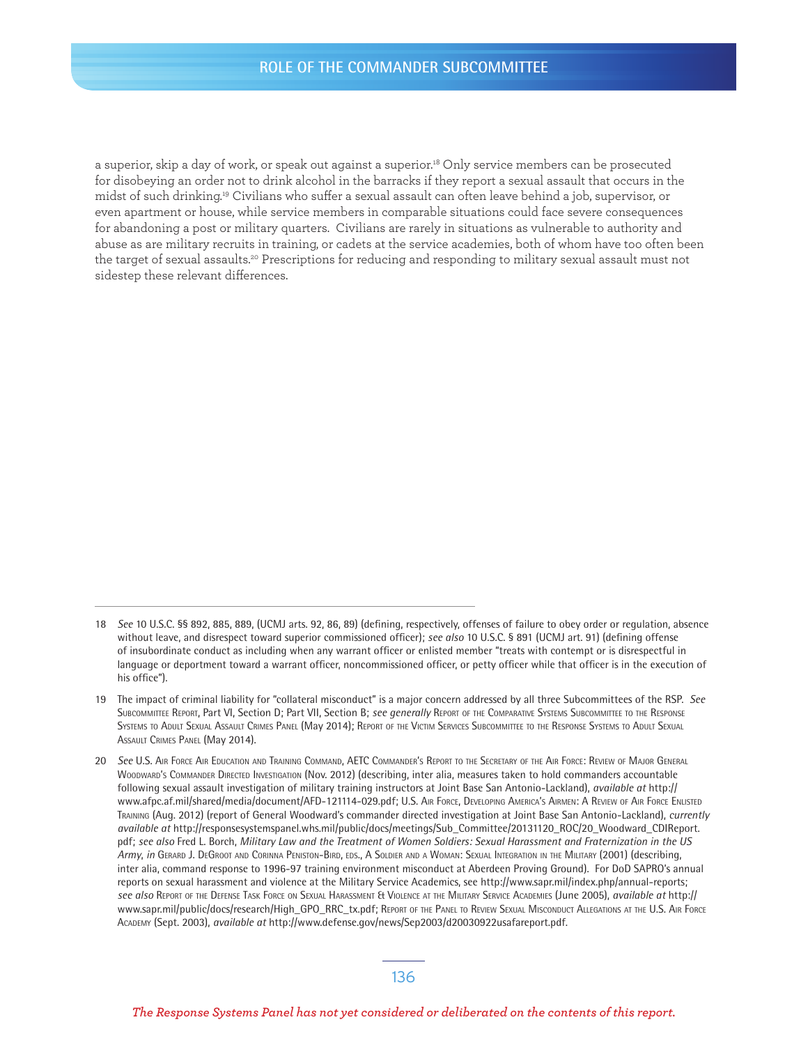a superior, skip a day of work, or speak out against a superior.[18] Only service members can be prosecuted for disobeying an order not to drink alcohol in the barracks if they report a sexual assault that occurs in the midst of such drinking.[19] Civilians who suffer a sexual assault can often leave behind a job, supervisor, or even apartment or house, while service members in comparable situations could face severe consequences for abandoning a post or military quarters. Civilians are rarely in situations as vulnerable to authority and abuse as are military recruits in training, or cadets at the service academies, both of whom have too often been the target of sexual assaults.[20] Prescriptions for reducing and responding to military sexual assault must not sidestep these relevant differences.

---

18 *See* 10 U.S.C. §§ 892, 885, 889, (UCMJ arts. 92, 86, 89) (defining, respectively, offenses of failure to obey order or regulation, absence without leave, and disrespect toward superior commissioned officer); *see also* 10 U.S.C. § 891 (UCMJ art. 91) (defining offense of insubordinate conduct as including when any warrant officer or enlisted member "treats with contempt or is disrespectful in language or deportment toward a warrant officer, noncommissioned officer, or petty officer while that officer is in the execution of his office").

19 The impact of criminal liability for "collateral misconduct" is a major concern addressed by all three Subcommittees of the RSP. *See* Subcommittee Report, Part VI, Section D; Part VII, Section B; *see generally* Report of the Comparative Systems Subcommittee to the Response Systems to Adult Sexual Assault Crimes Panel (May 2014); Report of the Victim Services Subcommittee to the Response Systems to Adult Sexual Assault Crimes Panel (May 2014).

20 *See* U.S. Air Force Air Education and Training Command, AETC Commander's Report to the Secretary of the Air Force: Review of Major General Woodward's Commander Directed Investigation (Nov. 2012) (describing, inter alia, measures taken to hold commanders accountable following sexual assault investigation of military training instructors at Joint Base San Antonio-Lackland), *available at* http://www.afpc.af.mil/shared/media/document/AFD-121114-029.pdf; U.S. Air Force, Developing America's Airmen: A Review of Air Force Enlisted Training (Aug. 2012) (report of General Woodward's commander directed investigation at Joint Base San Antonio-Lackland), *currently available at* http://responsesystemspanel.whs.mil/public/docs/meetings/Sub_Committee/20131120_ROC/20_Woodward_CDIReport.pdf; *see also* Fred L. Borch, *Military Law and the Treatment of Women Soldiers: Sexual Harassment and Fraternization in the US Army*, *in* Gerard J. DeGroot and Corinna Peniston-Bird, eds., A Soldier and a Woman: Sexual Integration in the Military (2001) (describing, inter alia, command response to 1996-97 training environment misconduct at Aberdeen Proving Ground). For DoD SAPRO's annual reports on sexual harassment and violence at the Military Service Academics, see http://www.sapr.mil/index.php/annual-reports; *see also* Report of the Defense Task Force on Sexual Harassment & Violence at the Military Service Academies (June 2005), *available at* http://www.sapr.mil/public/docs/research/High_GPO_RRC_tx.pdf; Report of the Panel to Review Sexual Misconduct Allegations at the U.S. Air Force Academy (Sept. 2003), *available at* http://www.defense.gov/news/Sep2003/d20030922usafareport.pdf.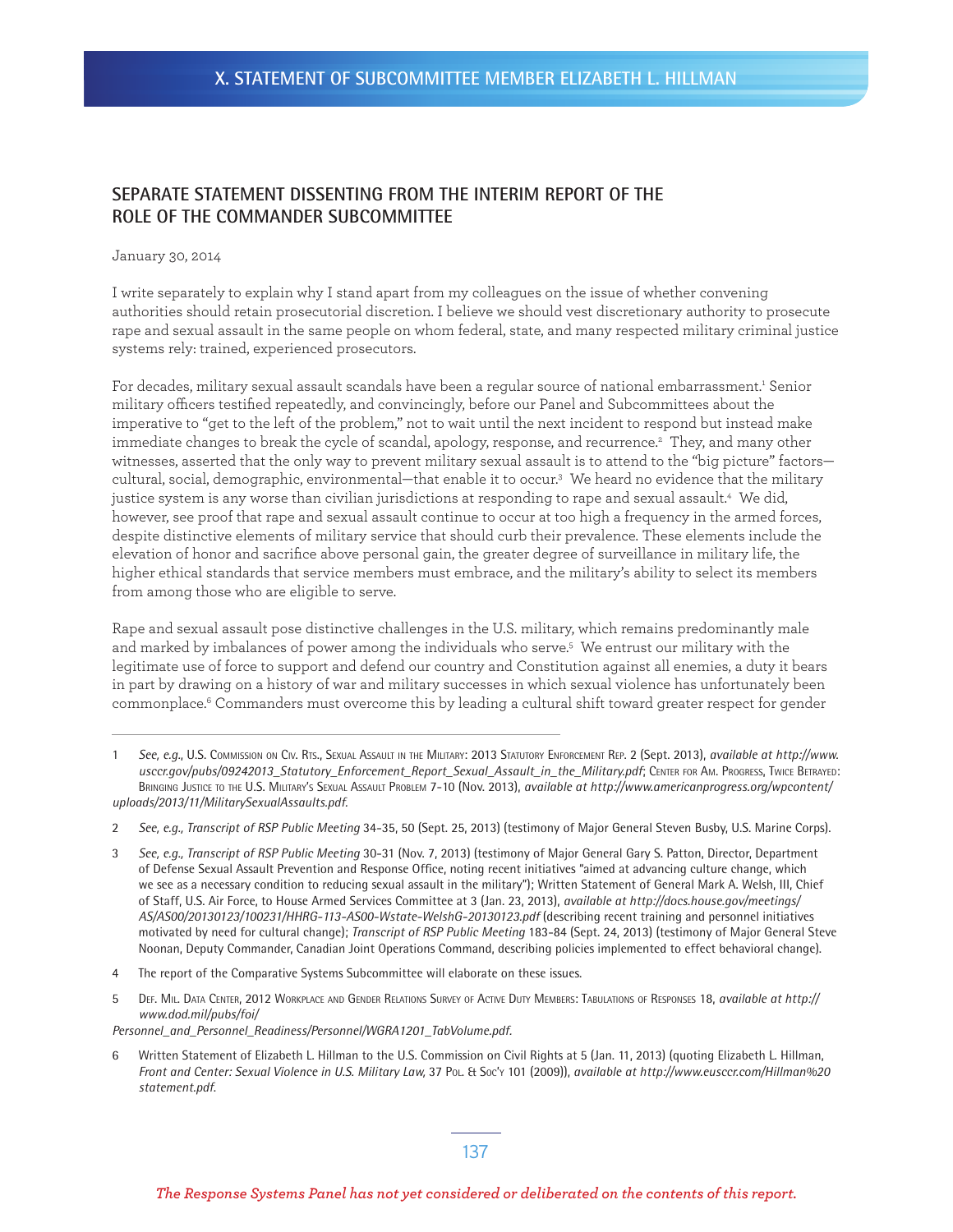# X. STATEMENT OF SUBCOMMITTEE MEMBER ELIZABETH L. HILLMAN

## SEPARATE STATEMENT DISSENTING FROM THE INTERIM REPORT OF THE ROLE OF THE COMMANDER SUBCOMMITTEE

January 30, 2014

I write separately to explain why I stand apart from my colleagues on the issue of whether convening authorities should retain prosecutorial discretion. I believe we should vest discretionary authority to prosecute rape and sexual assault in the same people on whom federal, state, and many respected military criminal justice systems rely: trained, experienced prosecutors.

For decades, military sexual assault scandals have been a regular source of national embarrassment.[1] Senior military officers testified repeatedly, and convincingly, before our Panel and Subcommittees about the imperative to "get to the left of the problem," not to wait until the next incident to respond but instead make immediate changes to break the cycle of scandal, apology, response, and recurrence.[2] They, and many other witnesses, asserted that the only way to prevent military sexual assault is to attend to the "big picture" factors—cultural, social, demographic, environmental—that enable it to occur.[3] We heard no evidence that the military justice system is any worse than civilian jurisdictions at responding to rape and sexual assault.[4] We did, however, see proof that rape and sexual assault continue to occur at too high a frequency in the armed forces, despite distinctive elements of military service that should curb their prevalence. These elements include the elevation of honor and sacrifice above personal gain, the greater degree of surveillance in military life, the higher ethical standards that service members must embrace, and the military's ability to select its members from among those who are eligible to serve.

Rape and sexual assault pose distinctive challenges in the U.S. military, which remains predominantly male and marked by imbalances of power among the individuals who serve.[5] We entrust our military with the legitimate use of force to support and defend our country and Constitution against all enemies, a duty it bears in part by drawing on a history of war and military successes in which sexual violence has unfortunately been commonplace.[6] Commanders must overcome this by leading a cultural shift toward greater respect for gender

---

1 *See, e.g.*, U.S. Commission on Civ. Rts., Sexual Assault in the Military: 2013 Statutory Enforcement Rep. 2 (Sept. 2013), *available at http://www.usccr.gov/pubs/09242013_Statutory_Enforcement_Report_Sexual_Assault_in_the_Military.pdf*; Center for Am. Progress, Twice Betrayed: Bringing Justice to the U.S. Military's Sexual Assault Problem 7-10 (Nov. 2013), *available at http://www.americanprogress.org/wpcontent/uploads/2013/11/MilitarySexualAssaults.pdf.*

2 *See, e.g., Transcript of RSP Public Meeting* 34-35, 50 (Sept. 25, 2013) (testimony of Major General Steven Busby, U.S. Marine Corps).

3 *See, e.g., Transcript of RSP Public Meeting* 30-31 (Nov. 7, 2013) (testimony of Major General Gary S. Patton, Director, Department of Defense Sexual Assault Prevention and Response Office, noting recent initiatives "aimed at advancing culture change, which we see as a necessary condition to reducing sexual assault in the military"); Written Statement of General Mark A. Welsh, III, Chief of Staff, U.S. Air Force, to House Armed Services Committee at 3 (Jan. 23, 2013), *available at http://docs.house.gov/meetings/AS/AS00/20130123/100231/HHRG-113-AS00-Wstate-WelshG-20130123.pdf* (describing recent training and personnel initiatives motivated by need for cultural change); *Transcript of RSP Public Meeting* 183-84 (Sept. 24, 2013) (testimony of Major General Steve Noonan, Deputy Commander, Canadian Joint Operations Command, describing policies implemented to effect behavioral change).

4 The report of the Comparative Systems Subcommittee will elaborate on these issues.

5 Def. Mil. Data Center, 2012 Workplace and Gender Relations Survey of Active Duty Members: Tabulations of Responses 18, *available at http://www.dod.mil/pubs/foi/Personnel_and_Personnel_Readiness/Personnel/WGRA1201_TabVolume.pdf.*

6 Written Statement of Elizabeth L. Hillman to the U.S. Commission on Civil Rights at 5 (Jan. 11, 2013) (quoting Elizabeth L. Hillman, *Front and Center: Sexual Violence in U.S. Military Law,* 37 Pol. & Soc'y 101 (2009)), *available at http://www.eusccr.com/Hillman%20statement.pdf.*

*The Response Systems Panel has not yet considered or deliberated on the contents of this report.*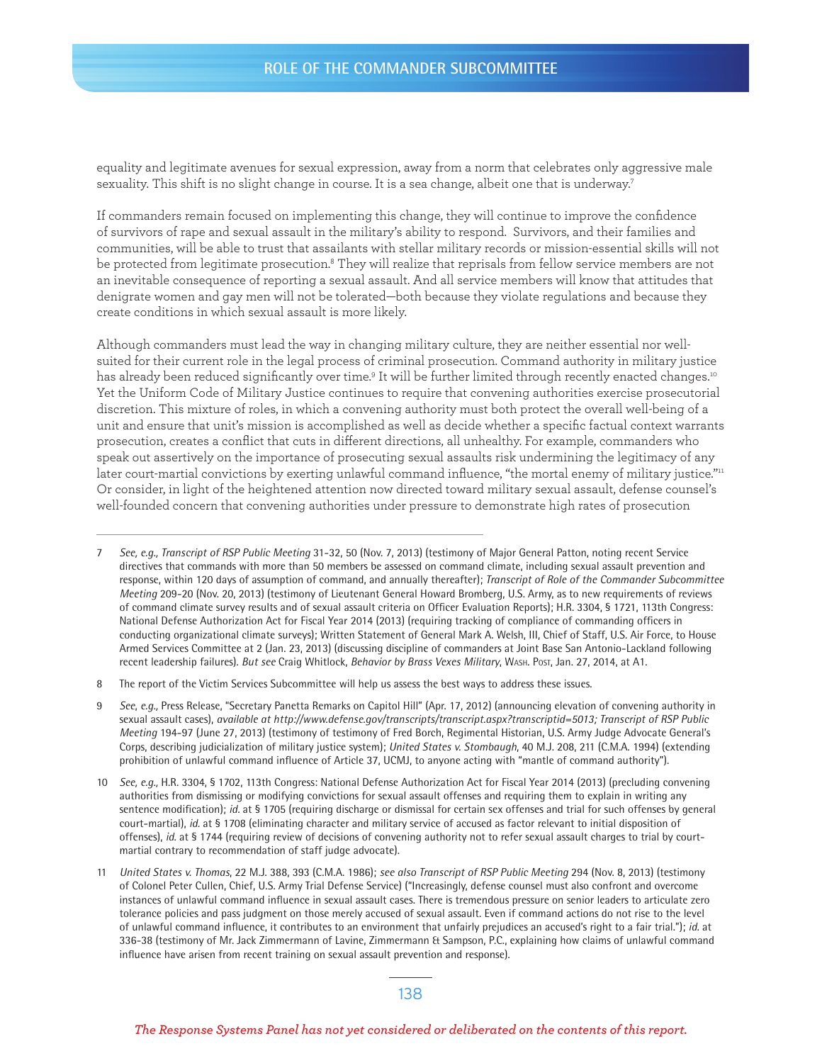equality and legitimate avenues for sexual expression, away from a norm that celebrates only aggressive male sexuality. This shift is no slight change in course. It is a sea change, albeit one that is underway.[7]

If commanders remain focused on implementing this change, they will continue to improve the confidence of survivors of rape and sexual assault in the military's ability to respond. Survivors, and their families and communities, will be able to trust that assailants with stellar military records or mission-essential skills will not be protected from legitimate prosecution.[8] They will realize that reprisals from fellow service members are not an inevitable consequence of reporting a sexual assault. And all service members will know that attitudes that denigrate women and gay men will not be tolerated—both because they violate regulations and because they create conditions in which sexual assault is more likely.

Although commanders must lead the way in changing military culture, they are neither essential nor well-suited for their current role in the legal process of criminal prosecution. Command authority in military justice has already been reduced significantly over time.[9] It will be further limited through recently enacted changes.[10] Yet the Uniform Code of Military Justice continues to require that convening authorities exercise prosecutorial discretion. This mixture of roles, in which a convening authority must both protect the overall well-being of a unit and ensure that unit's mission is accomplished as well as decide whether a specific factual context warrants prosecution, creates a conflict that cuts in different directions, all unhealthy. For example, commanders who speak out assertively on the importance of prosecuting sexual assaults risk undermining the legitimacy of any later court-martial convictions by exerting unlawful command influence, "the mortal enemy of military justice."[11] Or consider, in light of the heightened attention now directed toward military sexual assault, defense counsel's well-founded concern that convening authorities under pressure to demonstrate high rates of prosecution

---

7 *See, e.g., Transcript of RSP Public Meeting* 31-32, 50 (Nov. 7, 2013) (testimony of Major General Patton, noting recent Service directives that commands with more than 50 members be assessed on command climate, including sexual assault prevention and response, within 120 days of assumption of command, and annually thereafter); *Transcript of Role of the Commander Subcommittee Meeting* 209-20 (Nov. 20, 2013) (testimony of Lieutenant General Howard Bromberg, U.S. Army, as to new requirements of reviews of command climate survey results and of sexual assault criteria on Officer Evaluation Reports); H.R. 3304, § 1721, 113th Congress: National Defense Authorization Act for Fiscal Year 2014 (2013) (requiring tracking of compliance of commanding officers in conducting organizational climate surveys); Written Statement of General Mark A. Welsh, III, Chief of Staff, U.S. Air Force, to House Armed Services Committee at 2 (Jan. 23, 2013) (discussing discipline of commanders at Joint Base San Antonio-Lackland following recent leadership failures). *But see* Craig Whitlock, *Behavior by Brass Vexes Military*, Wash. Post, Jan. 27, 2014, at A1.

8 The report of the Victim Services Subcommittee will help us assess the best ways to address these issues.

9 *See, e.g.,* Press Release, "Secretary Panetta Remarks on Capitol Hill" (Apr. 17, 2012) (announcing elevation of convening authority in sexual assault cases), *available at http://www.defense.gov/transcripts/transcript.aspx?transcriptid=5013; Transcript of RSP Public Meeting* 194-97 (June 27, 2013) (testimony of testimony of Fred Borch, Regimental Historian, U.S. Army Judge Advocate General's Corps, describing judicialization of military justice system); *United States v. Stombaugh*, 40 M.J. 208, 211 (C.M.A. 1994) (extending prohibition of unlawful command influence of Article 37, UCMJ, to anyone acting with "mantle of command authority").

10 *See, e.g.,* H.R. 3304, § 1702, 113th Congress: National Defense Authorization Act for Fiscal Year 2014 (2013) (precluding convening authorities from dismissing or modifying convictions for sexual assault offenses and requiring them to explain in writing any sentence modification); *id.* at § 1705 (requiring discharge or dismissal for certain sex offenses and trial for such offenses by general court-martial), *id.* at § 1708 (eliminating character and military service of accused as factor relevant to initial disposition of offenses), *id.* at § 1744 (requiring review of decisions of convening authority not to refer sexual assault charges to trial by court-martial contrary to recommendation of staff judge advocate).

11 *United States v. Thomas*, 22 M.J. 388, 393 (C.M.A. 1986); *see also Transcript of RSP Public Meeting* 294 (Nov. 8, 2013) (testimony of Colonel Peter Cullen, Chief, U.S. Army Trial Defense Service) ("Increasingly, defense counsel must also confront and overcome instances of unlawful command influence in sexual assault cases. There is tremendous pressure on senior leaders to articulate zero tolerance policies and pass judgment on those merely accused of sexual assault. Even if command actions do not rise to the level of unlawful command influence, it contributes to an environment that unfairly prejudices an accused's right to a fair trial."); *id.* at 336-38 (testimony of Mr. Jack Zimmermann of Lavine, Zimmermann & Sampson, P.C., explaining how claims of unlawful command influence have arisen from recent training on sexual assault prevention and response).

*The Response Systems Panel has not yet considered or deliberated on the contents of this report.*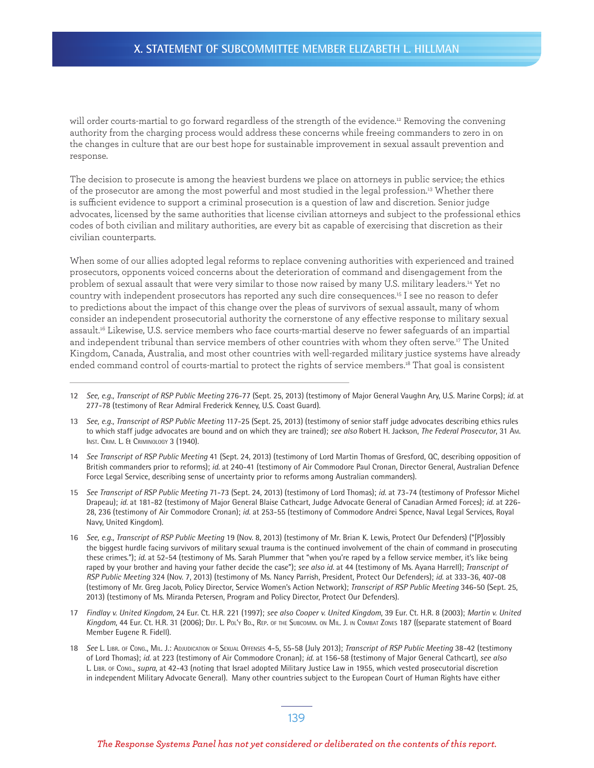will order courts-martial to go forward regardless of the strength of the evidence.[12] Removing the convening authority from the charging process would address these concerns while freeing commanders to zero in on the changes in culture that are our best hope for sustainable improvement in sexual assault prevention and response.

The decision to prosecute is among the heaviest burdens we place on attorneys in public service; the ethics of the prosecutor are among the most powerful and most studied in the legal profession.[13] Whether there is sufficient evidence to support a criminal prosecution is a question of law and discretion. Senior judge advocates, licensed by the same authorities that license civilian attorneys and subject to the professional ethics codes of both civilian and military authorities, are every bit as capable of exercising that discretion as their civilian counterparts.

When some of our allies adopted legal reforms to replace convening authorities with experienced and trained prosecutors, opponents voiced concerns about the deterioration of command and disengagement from the problem of sexual assault that were very similar to those now raised by many U.S. military leaders.[14] Yet no country with independent prosecutors has reported any such dire consequences.[15] I see no reason to defer to predictions about the impact of this change over the pleas of survivors of sexual assault, many of whom consider an independent prosecutorial authority the cornerstone of any effective response to military sexual assault.[16] Likewise, U.S. service members who face courts-martial deserve no fewer safeguards of an impartial and independent tribunal than service members of other countries with whom they often serve.[17] The United Kingdom, Canada, Australia, and most other countries with well-regarded military justice systems have already ended command control of courts-martial to protect the rights of service members.[18] That goal is consistent

---

12 *See, e.g., Transcript of RSP Public Meeting* 276-77 (Sept. 25, 2013) (testimony of Major General Vaughn Ary, U.S. Marine Corps); *id.* at 277-78 (testimony of Rear Admiral Frederick Kenney, U.S. Coast Guard).

13 *See, e.g., Transcript of RSP Public Meeting* 117-25 (Sept. 25, 2013) (testimony of senior staff judge advocates describing ethics rules to which staff judge advocates are bound and on which they are trained); *see also* Robert H. Jackson, *The Federal Prosecutor*, 31 Am. Inst. Crim. L. & Criminology 3 (1940).

14 *See Transcript of RSP Public Meeting* 41 (Sept. 24, 2013) (testimony of Lord Martin Thomas of Gresford, QC, describing opposition of British commanders prior to reforms); *id.* at 240-41 (testimony of Air Commodore Paul Cronan, Director General, Australian Defence Force Legal Service, describing sense of uncertainty prior to reforms among Australian commanders).

15 *See Transcript of RSP Public Meeting* 71-73 (Sept. 24, 2013) (testimony of Lord Thomas); *id.* at 73-74 (testimony of Professor Michel Drapeau); *id.* at 181-82 (testimony of Major General Blaise Cathcart, Judge Advocate General of Canadian Armed Forces); *id.* at 226-28, 236 (testimony of Air Commodore Cronan); *id.* at 253-55 (testimony of Commodore Andrei Spence, Naval Legal Services, Royal Navy, United Kingdom).

16 *See, e.g., Transcript of RSP Public Meeting* 19 (Nov. 8, 2013) (testimony of Mr. Brian K. Lewis, Protect Our Defenders) ("[P]ossibly the biggest hurdle facing survivors of military sexual trauma is the continued involvement of the chain of command in prosecuting these crimes."); *id.* at 52-54 (testimony of Ms. Sarah Plummer that "when you're raped by a fellow service member, it's like being raped by your brother and having your father decide the case"); *see also id.* at 44 (testimony of Ms. Ayana Harrell); *Transcript of RSP Public Meeting* 324 (Nov. 7, 2013) (testimony of Ms. Nancy Parrish, President, Protect Our Defenders); *id.* at 333-36, 407-08 (testimony of Mr. Greg Jacob, Policy Director, Service Women's Action Network); *Transcript of RSP Public Meeting* 346-50 (Sept. 25, 2013) (testimony of Ms. Miranda Petersen, Program and Policy Director, Protect Our Defenders).

17 *Findlay v. United Kingdom*, 24 Eur. Ct. H.R. 221 (1997); *see also Cooper v. United Kingdom*, 39 Eur. Ct. H.R. 8 (2003); *Martin v. United Kingdom*, 44 Eur. Ct. H.R. 31 (2006); Def. L. Pol'y Bd., Rep. of the Subcomm. on Mil. J. in Combat Zones 187 ((separate statement of Board Member Eugene R. Fidell).

18 *See* L. Libr. of Cong., Mil. J.: Adjudication of Sexual Offenses 4-5, 55-58 (July 2013); *Transcript of RSP Public Meeting* 38-42 (testimony of Lord Thomas); *id.* at 223 (testimony of Air Commodore Cronan); *id.* at 156-58 (testimony of Major General Cathcart), *see also* L. Libr. of Cong., *supra*, at 42-43 (noting that Israel adopted Military Justice Law in 1955, which vested prosecutorial discretion in independent Military Advocate General). Many other countries subject to the European Court of Human Rights have either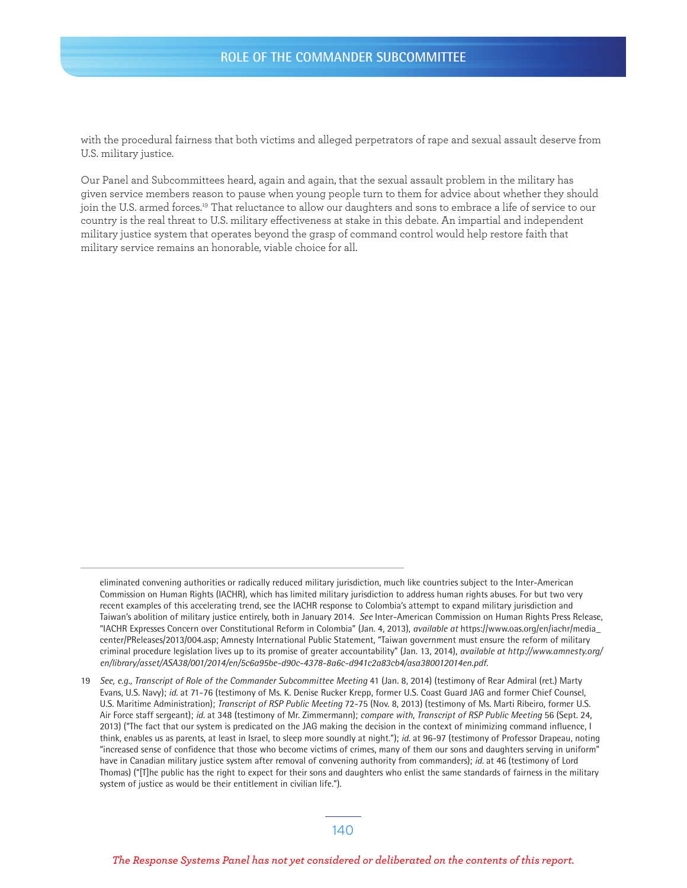with the procedural fairness that both victims and alleged perpetrators of rape and sexual assault deserve from U.S. military justice.

Our Panel and Subcommittees heard, again and again, that the sexual assault problem in the military has given service members reason to pause when young people turn to them for advice about whether they should join the U.S. armed forces.[19] That reluctance to allow our daughters and sons to embrace a life of service to our country is the real threat to U.S. military effectiveness at stake in this debate. An impartial and independent military justice system that operates beyond the grasp of command control would help restore faith that military service remains an honorable, viable choice for all.

---

eliminated convening authorities or radically reduced military jurisdiction, much like countries subject to the Inter-American Commission on Human Rights (IACHR), which has limited military jurisdiction to address human rights abuses. For but two very recent examples of this accelerating trend, see the IACHR response to Colombia's attempt to expand military jurisdiction and Taiwan's abolition of military justice entirely, both in January 2014. *See* Inter-American Commission on Human Rights Press Release, "IACHR Expresses Concern over Constitutional Reform in Colombia" (Jan. 4, 2013), *available at* https://www.oas.org/en/iachr/media_center/PReleases/2013/004.asp; Amnesty International Public Statement, "Taiwan government must ensure the reform of military criminal procedure legislation lives up to its promise of greater accountability" (Jan. 13, 2014), *available at http://www.amnesty.org/en/library/asset/ASA38/001/2014/en/5c6a95be-d90c-4378-8a6c-d941c2a83cb4/asa380012014en.pdf.*

19 *See, e.g., Transcript of Role of the Commander Subcommittee Meeting* 41 (Jan. 8, 2014) (testimony of Rear Admiral (ret.) Marty Evans, U.S. Navy); *id.* at 71-76 (testimony of Ms. K. Denise Rucker Krepp, former U.S. Coast Guard JAG and former Chief Counsel, U.S. Maritime Administration); *Transcript of RSP Public Meeting* 72-75 (Nov. 8, 2013) (testimony of Ms. Marti Ribeiro, former U.S. Air Force staff sergeant); *id.* at 348 (testimony of Mr. Zimmermann); *compare with*, *Transcript of RSP Public Meeting* 56 (Sept. 24, 2013) ("The fact that our system is predicated on the JAG making the decision in the context of minimizing command influence, I think, enables us as parents, at least in Israel, to sleep more soundly at night."); *id.* at 96-97 (testimony of Professor Drapeau, noting "increased sense of confidence that those who become victims of crimes, many of them our sons and daughters serving in uniform" have in Canadian military justice system after removal of convening authority from commanders); *id.* at 46 (testimony of Lord Thomas) ("[T]he public has the right to expect for their sons and daughters who enlist the same standards of fairness in the military system of justice as would be their entitlement in civilian life.").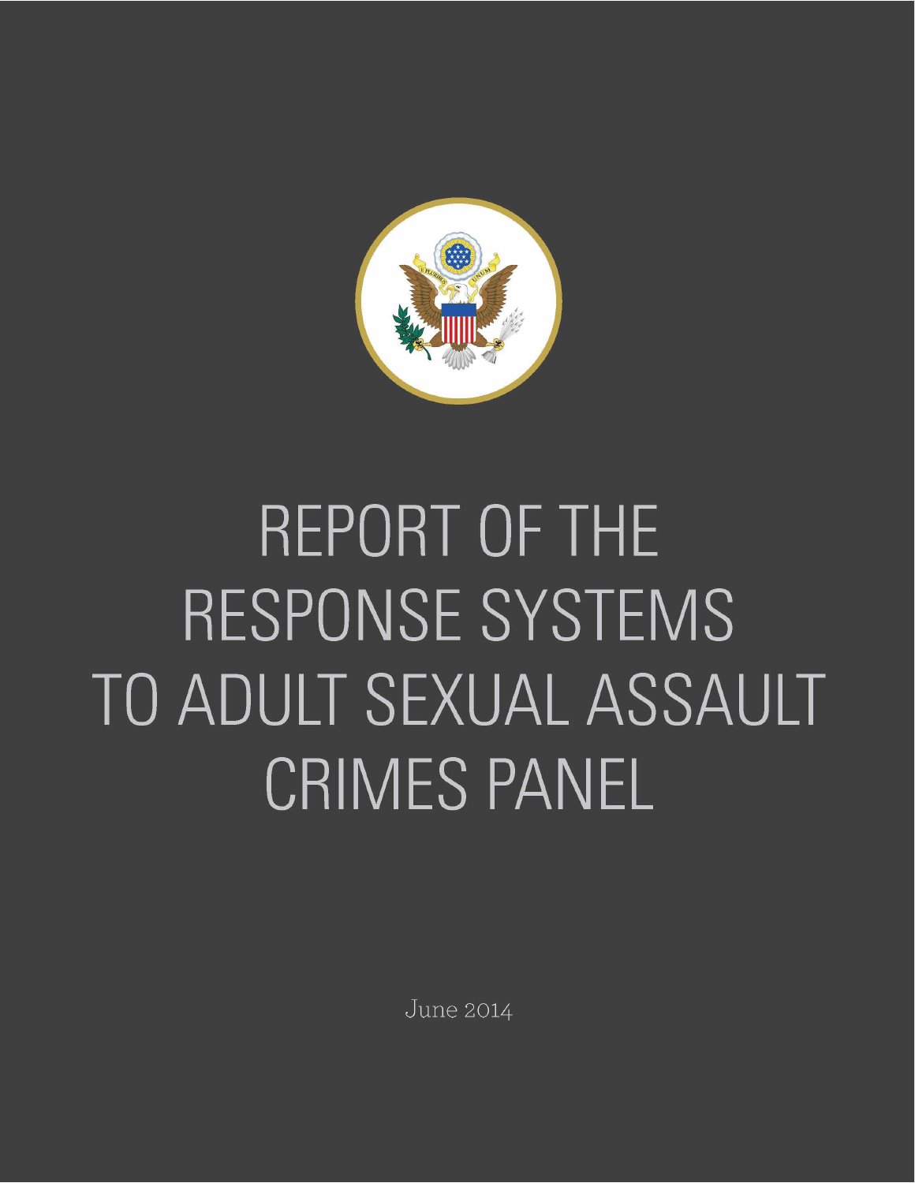# REPORT OF THE RESPONSE SYSTEMS TO ADULT SEXUAL ASSAULT CRIMES PANEL

June 2014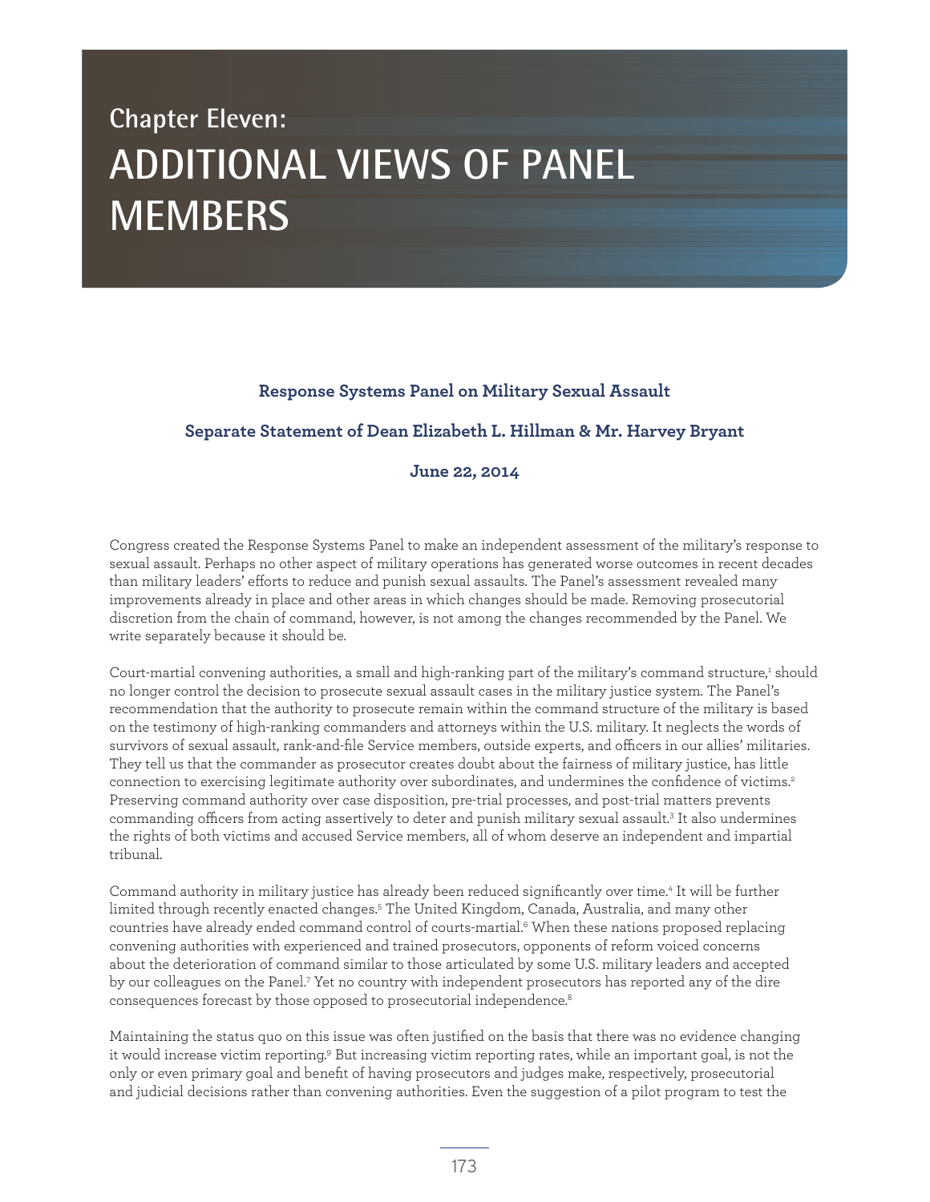# Chapter Eleven: ADDITIONAL VIEWS OF PANEL MEMBERS

**Response Systems Panel on Military Sexual Assault**

**Separate Statement of Dean Elizabeth L. Hillman & Mr. Harvey Bryant**

**June 22, 2014**

Congress created the Response Systems Panel to make an independent assessment of the military's response to sexual assault. Perhaps no other aspect of military operations has generated worse outcomes in recent decades than military leaders' efforts to reduce and punish sexual assaults. The Panel's assessment revealed many improvements already in place and other areas in which changes should be made. Removing prosecutorial discretion from the chain of command, however, is not among the changes recommended by the Panel. We write separately because it should be.

Court-martial convening authorities, a small and high-ranking part of the military's command structure,[1] should no longer control the decision to prosecute sexual assault cases in the military justice system. The Panel's recommendation that the authority to prosecute remain within the command structure of the military is based on the testimony of high-ranking commanders and attorneys within the U.S. military. It neglects the words of survivors of sexual assault, rank-and-file Service members, outside experts, and officers in our allies' militaries. They tell us that the commander as prosecutor creates doubt about the fairness of military justice, has little connection to exercising legitimate authority over subordinates, and undermines the confidence of victims.[2] Preserving command authority over case disposition, pre-trial processes, and post-trial matters prevents commanding officers from acting assertively to deter and punish military sexual assault.[3] It also undermines the rights of both victims and accused Service members, all of whom deserve an independent and impartial tribunal.

Command authority in military justice has already been reduced significantly over time.[4] It will be further limited through recently enacted changes.[5] The United Kingdom, Canada, Australia, and many other countries have already ended command control of courts-martial.[6] When these nations proposed replacing convening authorities with experienced and trained prosecutors, opponents of reform voiced concerns about the deterioration of command similar to those articulated by some U.S. military leaders and accepted by our colleagues on the Panel.[7] Yet no country with independent prosecutors has reported any of the dire consequences forecast by those opposed to prosecutorial independence.[8]

Maintaining the status quo on this issue was often justified on the basis that there was no evidence changing it would increase victim reporting.[9] But increasing victim reporting rates, while an important goal, is not the only or even primary goal and benefit of having prosecutors and judges make, respectively, prosecutorial and judicial decisions rather than convening authorities. Even the suggestion of a pilot program to test the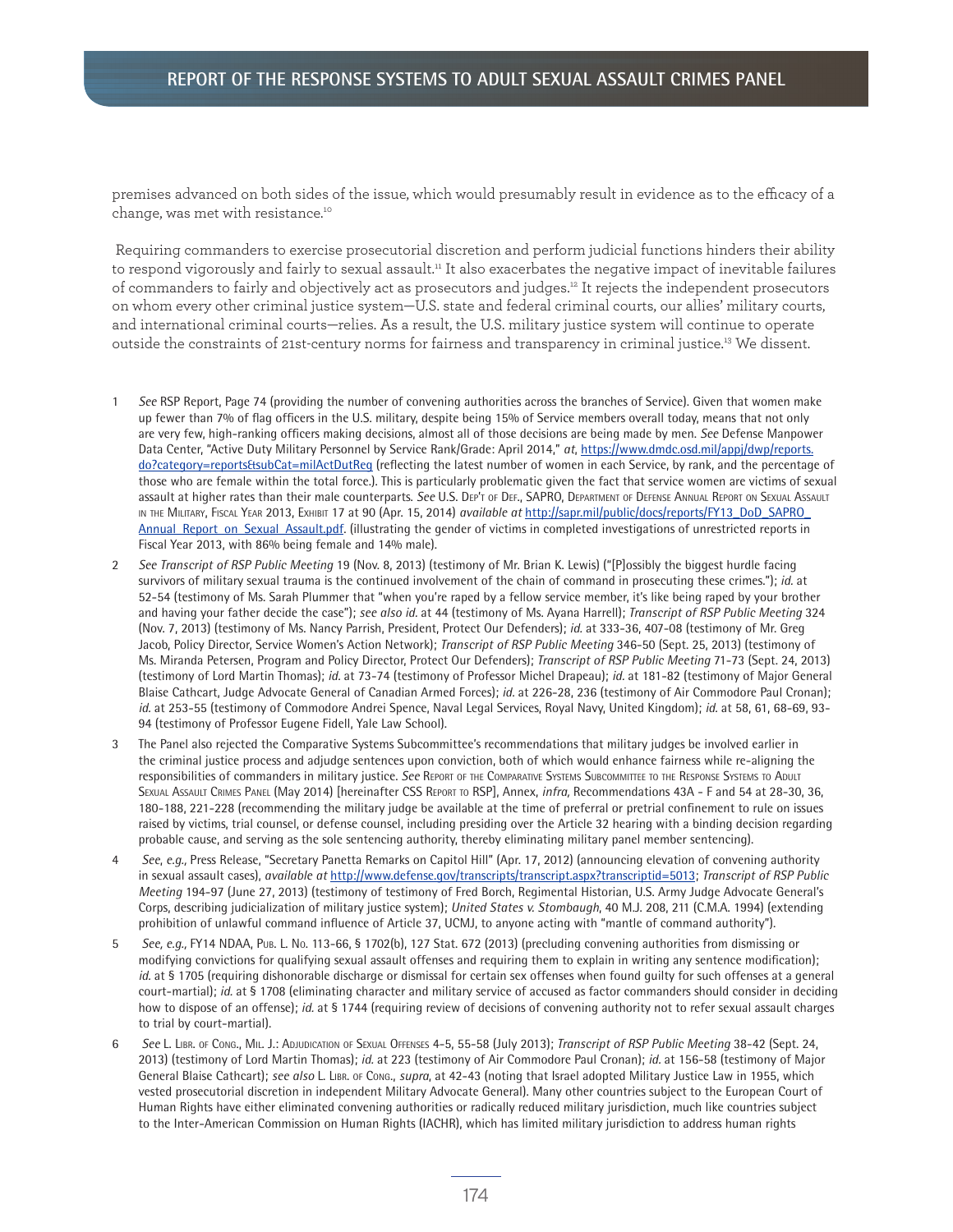premises advanced on both sides of the issue, which would presumably result in evidence as to the efficacy of a change, was met with resistance.[10]

Requiring commanders to exercise prosecutorial discretion and perform judicial functions hinders their ability to respond vigorously and fairly to sexual assault.[11] It also exacerbates the negative impact of inevitable failures of commanders to fairly and objectively act as prosecutors and judges.[12] It rejects the independent prosecutors on whom every other criminal justice system—U.S. state and federal criminal courts, our allies' military courts, and international criminal courts—relies. As a result, the U.S. military justice system will continue to operate outside the constraints of 21st-century norms for fairness and transparency in criminal justice.[13] We dissent.

1 *See* RSP Report, Page 74 (providing the number of convening authorities across the branches of Service). Given that women make up fewer than 7% of flag officers in the U.S. military, despite being 15% of Service members overall today, means that not only are very few, high-ranking officers making decisions, almost all of those decisions are being made by men. *See* Defense Manpower Data Center, "Active Duty Military Personnel by Service Rank/Grade: April 2014," *at*, https://www.dmdc.osd.mil/appj/dwp/reports.do?category=reports&subCat=milActDutReg (reflecting the latest number of women in each Service, by rank, and the percentage of those who are female within the total force.). This is particularly problematic given the fact that service women are victims of sexual assault at higher rates than their male counterparts. *See* U.S. Dep't of Def., SAPRO, Department of Defense Annual Report on Sexual Assault in the Military, Fiscal Year 2013, Exhibit 17 at 90 (Apr. 15, 2014) *available at* http://sapr.mil/public/docs/reports/FY13_DoD_SAPRO_Annual_Report_on_Sexual_Assault.pdf. (illustrating the gender of victims in completed investigations of unrestricted reports in Fiscal Year 2013, with 86% being female and 14% male).

2 *See Transcript of RSP Public Meeting* 19 (Nov. 8, 2013) (testimony of Mr. Brian K. Lewis) ("[P]ossibly the biggest hurdle facing survivors of military sexual trauma is the continued involvement of the chain of command in prosecuting these crimes."); *id.* at 52-54 (testimony of Ms. Sarah Plummer that "when you're raped by a fellow service member, it's like being raped by your brother and having your father decide the case"); *see also id.* at 44 (testimony of Ms. Ayana Harrell); *Transcript of RSP Public Meeting* 324 (Nov. 7, 2013) (testimony of Ms. Nancy Parrish, President, Protect Our Defenders); *id.* at 333-36, 407-08 (testimony of Mr. Greg Jacob, Policy Director, Service Women's Action Network); *Transcript of RSP Public Meeting* 346-50 (Sept. 25, 2013) (testimony of Ms. Miranda Petersen, Program and Policy Director, Protect Our Defenders); *Transcript of RSP Public Meeting* 71-73 (Sept. 24, 2013) (testimony of Lord Martin Thomas); *id.* at 73-74 (testimony of Professor Michel Drapeau); *id.* at 181-82 (testimony of Major General Blaise Cathcart, Judge Advocate General of Canadian Armed Forces); *id.* at 226-28, 236 (testimony of Air Commodore Paul Cronan); *id.* at 253-55 (testimony of Commodore Andrei Spence, Naval Legal Services, Royal Navy, United Kingdom); *id.* at 58, 61, 68-69, 93-94 (testimony of Professor Eugene Fidell, Yale Law School).

3 The Panel also rejected the Comparative Systems Subcommittee's recommendations that military judges be involved earlier in the criminal justice process and adjudge sentences upon conviction, both of which would enhance fairness while re-aligning the responsibilities of commanders in military justice. *See* Report of the Comparative Systems Subcommittee to the Response Systems to Adult Sexual Assault Crimes Panel (May 2014) [hereinafter CSS Report to RSP], Annex, *infra,* Recommendations 43A - F and 54 at 28-30, 36, 180-188, 221-228 (recommending the military judge be available at the time of preferral or pretrial confinement to rule on issues raised by victims, trial counsel, or defense counsel, including presiding over the Article 32 hearing with a binding decision regarding probable cause, and serving as the sole sentencing authority, thereby eliminating military panel member sentencing).

4 *See, e.g.,* Press Release, "Secretary Panetta Remarks on Capitol Hill" (Apr. 17, 2012) (announcing elevation of convening authority in sexual assault cases), *available at* http://www.defense.gov/transcripts/transcript.aspx?transcriptid=5013; *Transcript of RSP Public Meeting* 194-97 (June 27, 2013) (testimony of testimony of Fred Borch, Regimental Historian, U.S. Army Judge Advocate General's Corps, describing judicialization of military justice system); *United States v. Stombaugh*, 40 M.J. 208, 211 (C.M.A. 1994) (extending prohibition of unlawful command influence of Article 37, UCMJ, to anyone acting with "mantle of command authority").

5 *See, e.g.,* FY14 NDAA, Pub. L. No. 113-66, § 1702(b), 127 Stat. 672 (2013) (precluding convening authorities from dismissing or modifying convictions for qualifying sexual assault offenses and requiring them to explain in writing any sentence modification); *id.* at § 1705 (requiring dishonorable discharge or dismissal for certain sex offenses when found guilty for such offenses at a general court-martial); *id.* at § 1708 (eliminating character and military service of accused as factor commanders should consider in deciding how to dispose of an offense); *id.* at § 1744 (requiring review of decisions of convening authority not to refer sexual assault charges to trial by court-martial).

6 *See* L. Libr. of Cong., Mil. J.: Adjudication of Sexual Offenses 4-5, 55-58 (July 2013); *Transcript of RSP Public Meeting* 38-42 (Sept. 24, 2013) (testimony of Lord Martin Thomas); *id.* at 223 (testimony of Air Commodore Paul Cronan); *id.* at 156-58 (testimony of Major General Blaise Cathcart); *see also* L. Libr. of Cong., *supra*, at 42-43 (noting that Israel adopted Military Justice Law in 1955, which vested prosecutorial discretion in independent Military Advocate General). Many other countries subject to the European Court of Human Rights have either eliminated convening authorities or radically reduced military jurisdiction, much like countries subject to the Inter-American Commission on Human Rights (IACHR), which has limited military jurisdiction to address human rights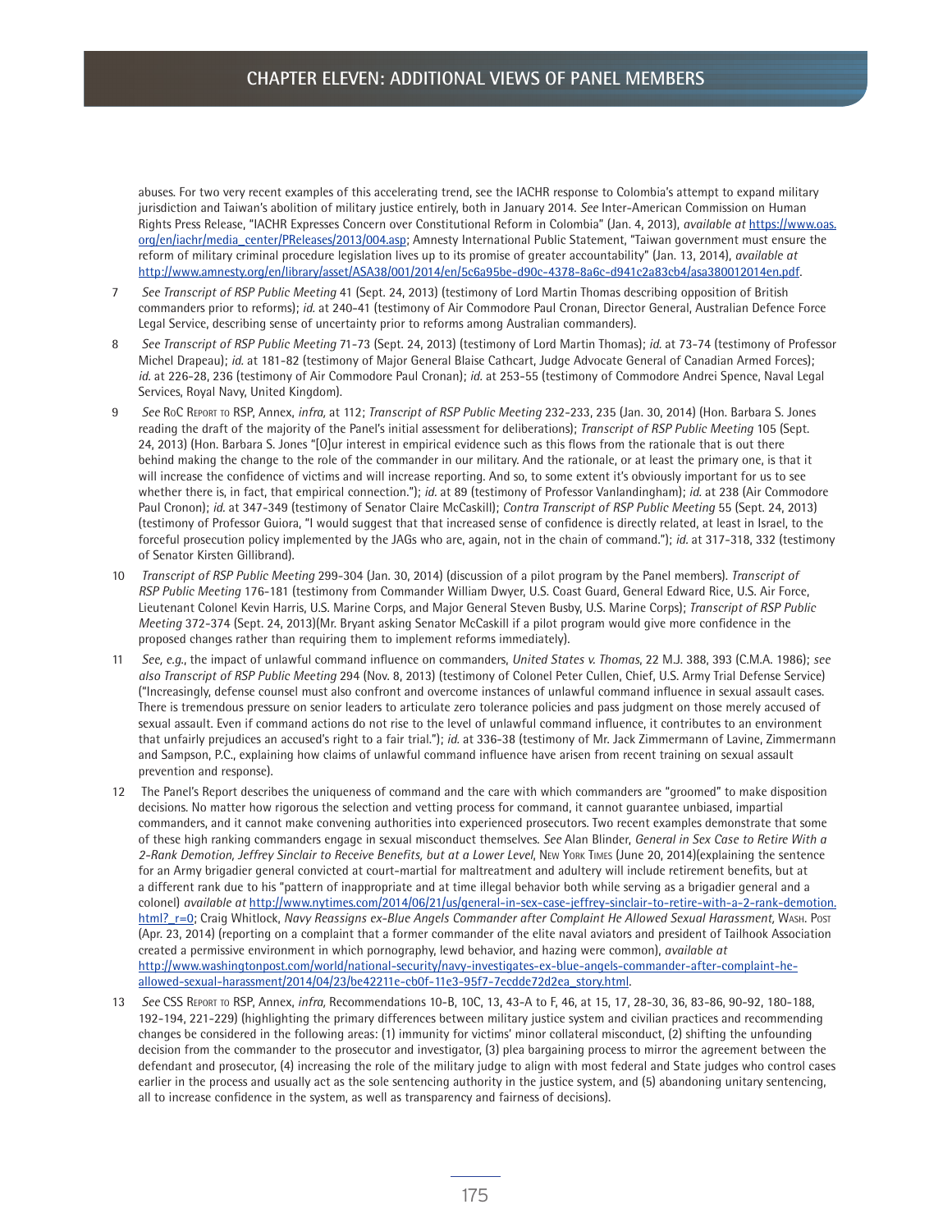abuses. For two very recent examples of this accelerating trend, see the IACHR response to Colombia's attempt to expand military jurisdiction and Taiwan's abolition of military justice entirely, both in January 2014. *See* Inter-American Commission on Human Rights Press Release, "IACHR Expresses Concern over Constitutional Reform in Colombia" (Jan. 4, 2013), *available at* https://www.oas.org/en/iachr/media_center/PReleases/2013/004.asp; Amnesty International Public Statement, "Taiwan government must ensure the reform of military criminal procedure legislation lives up to its promise of greater accountability" (Jan. 13, 2014), *available at* http://www.amnesty.org/en/library/asset/ASA38/001/2014/en/5c6a95be-d90c-4378-8a6c-d941c2a83cb4/asa380012014en.pdf.

7 *See Transcript of RSP Public Meeting* 41 (Sept. 24, 2013) (testimony of Lord Martin Thomas describing opposition of British commanders prior to reforms); *id.* at 240-41 (testimony of Air Commodore Paul Cronan, Director General, Australian Defence Force Legal Service, describing sense of uncertainty prior to reforms among Australian commanders).

8 *See Transcript of RSP Public Meeting* 71-73 (Sept. 24, 2013) (testimony of Lord Martin Thomas); *id.* at 73-74 (testimony of Professor Michel Drapeau); *id.* at 181-82 (testimony of Major General Blaise Cathcart, Judge Advocate General of Canadian Armed Forces); *id.* at 226-28, 236 (testimony of Air Commodore Paul Cronan); *id.* at 253-55 (testimony of Commodore Andrei Spence, Naval Legal Services, Royal Navy, United Kingdom).

9 *See* RoC Report to RSP, Annex, *infra,* at 112; *Transcript of RSP Public Meeting* 232-233, 235 (Jan. 30, 2014) (Hon. Barbara S. Jones reading the draft of the majority of the Panel's initial assessment for deliberations); *Transcript of RSP Public Meeting* 105 (Sept. 24, 2013) (Hon. Barbara S. Jones "[O]ur interest in empirical evidence such as this flows from the rationale that is out there behind making the change to the role of the commander in our military. And the rationale, or at least the primary one, is that it will increase the confidence of victims and will increase reporting. And so, to some extent it's obviously important for us to see whether there is, in fact, that empirical connection."); *id.* at 89 (testimony of Professor Vanlandingham); *id.* at 238 (Air Commodore Paul Cronon); *id.* at 347-349 (testimony of Senator Claire McCaskill); *Contra Transcript of RSP Public Meeting* 55 (Sept. 24, 2013) (testimony of Professor Guiora, "I would suggest that that increased sense of confidence is directly related, at least in Israel, to the forceful prosecution policy implemented by the JAGs who are, again, not in the chain of command."); *id.* at 317-318, 332 (testimony of Senator Kirsten Gillibrand).

10 *Transcript of RSP Public Meeting* 299-304 (Jan. 30, 2014) (discussion of a pilot program by the Panel members). *Transcript of RSP Public Meeting* 176-181 (testimony from Commander William Dwyer, U.S. Coast Guard, General Edward Rice, U.S. Air Force, Lieutenant Colonel Kevin Harris, U.S. Marine Corps, and Major General Steven Busby, U.S. Marine Corps); *Transcript of RSP Public Meeting* 372-374 (Sept. 24, 2013)(Mr. Bryant asking Senator McCaskill if a pilot program would give more confidence in the proposed changes rather than requiring them to implement reforms immediately).

11 *See, e.g.*, the impact of unlawful command influence on commanders, *United States v. Thomas*, 22 M.J. 388, 393 (C.M.A. 1986); *see also Transcript of RSP Public Meeting* 294 (Nov. 8, 2013) (testimony of Colonel Peter Cullen, Chief, U.S. Army Trial Defense Service) ("Increasingly, defense counsel must also confront and overcome instances of unlawful command influence in sexual assault cases. There is tremendous pressure on senior leaders to articulate zero tolerance policies and pass judgment on those merely accused of sexual assault. Even if command actions do not rise to the level of unlawful command influence, it contributes to an environment that unfairly prejudices an accused's right to a fair trial."); *id.* at 336-38 (testimony of Mr. Jack Zimmermann of Lavine, Zimmermann and Sampson, P.C., explaining how claims of unlawful command influence have arisen from recent training on sexual assault prevention and response).

12 The Panel's Report describes the uniqueness of command and the care with which commanders are "groomed" to make disposition decisions. No matter how rigorous the selection and vetting process for command, it cannot guarantee unbiased, impartial commanders, and it cannot make convening authorities into experienced prosecutors. Two recent examples demonstrate that some of these high ranking commanders engage in sexual misconduct themselves. *See* Alan Blinder, *General in Sex Case to Retire With a 2-Rank Demotion, Jeffrey Sinclair to Receive Benefits, but at a Lower Level*, New York Times (June 20, 2014)(explaining the sentence for an Army brigadier general convicted at court-martial for maltreatment and adultery will include retirement benefits, but at a different rank due to his "pattern of inappropriate and at time illegal behavior both while serving as a brigadier general and a colonel) *available at* http://www.nytimes.com/2014/06/21/us/general-in-sex-case-jeffrey-sinclair-to-retire-with-a-2-rank-demotion.html?_r=0; Craig Whitlock, *Navy Reassigns ex-Blue Angels Commander after Complaint He Allowed Sexual Harassment,* Wash. Post (Apr. 23, 2014) (reporting on a complaint that a former commander of the elite naval aviators and president of Tailhook Association created a permissive environment in which pornography, lewd behavior, and hazing were common), *available at* http://www.washingtonpost.com/world/national-security/navy-investigates-ex-blue-angels-commander-after-complaint-he-allowed-sexual-harassment/2014/04/23/be42211e-cb0f-11e3-95f7-7ecdde72d2ea_story.html.

13 *See* CSS Report to RSP, Annex, *infra,* Recommendations 10-B, 10C, 13, 43-A to F, 46, at 15, 17, 28-30, 36, 83-86, 90-92, 180-188, 192-194, 221-229) (highlighting the primary differences between military justice system and civilian practices and recommending changes be considered in the following areas: (1) immunity for victims' minor collateral misconduct, (2) shifting the unfounding decision from the commander to the prosecutor and investigator, (3) plea bargaining process to mirror the agreement between the defendant and prosecutor, (4) increasing the role of the military judge to align with most federal and State judges who control cases earlier in the process and usually act as the sole sentencing authority in the justice system, and (5) abandoning unitary sentencing, all to increase confidence in the system, as well as transparency and fairness of decisions).